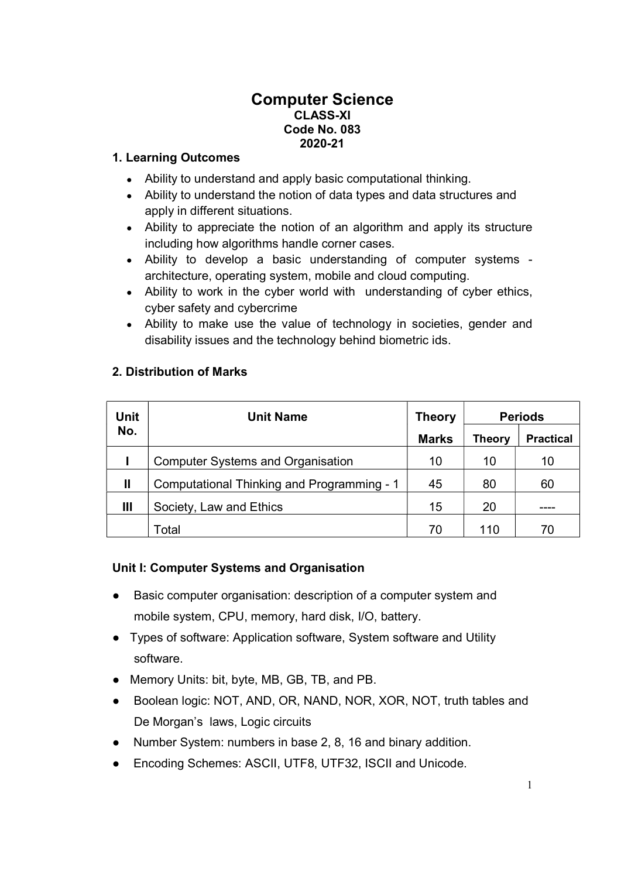# Computer Science

**CLASS-XI**
**Code No. 083**
**2020-21**

## 1. Learning Outcomes

- Ability to understand and apply basic computational thinking.
- Ability to understand the notion of data types and data structures and apply in different situations.
- Ability to appreciate the notion of an algorithm and apply its structure including how algorithms handle corner cases.
- Ability to develop a basic understanding of computer systems - architecture, operating system, mobile and cloud computing.
- Ability to work in the cyber world with understanding of cyber ethics, cyber safety and cybercrime
- Ability to make use the value of technology in societies, gender and disability issues and the technology behind biometric ids.

## 2. Distribution of Marks

| Unit No. | Unit Name | Theory | Periods | |
|---|---|---|---|---|
| | | Marks | Theory | Practical |
| I | Computer Systems and Organisation | 10 | 10 | 10 |
| II | Computational Thinking and Programming - 1 | 45 | 80 | 60 |
| III | Society, Law and Ethics | 15 | 20 | ---- |
| | Total | 70 | 110 | 70 |

### Unit I: Computer Systems and Organisation

- Basic computer organisation: description of a computer system and mobile system, CPU, memory, hard disk, I/O, battery.
- Types of software: Application software, System software and Utility software.
- Memory Units: bit, byte, MB, GB, TB, and PB.
- Boolean logic: NOT, AND, OR, NAND, NOR, XOR, NOT, truth tables and De Morgan's laws, Logic circuits
- Number System: numbers in base 2, 8, 16 and binary addition.
- Encoding Schemes: ASCII, UTF8, UTF32, ISCII and Unicode.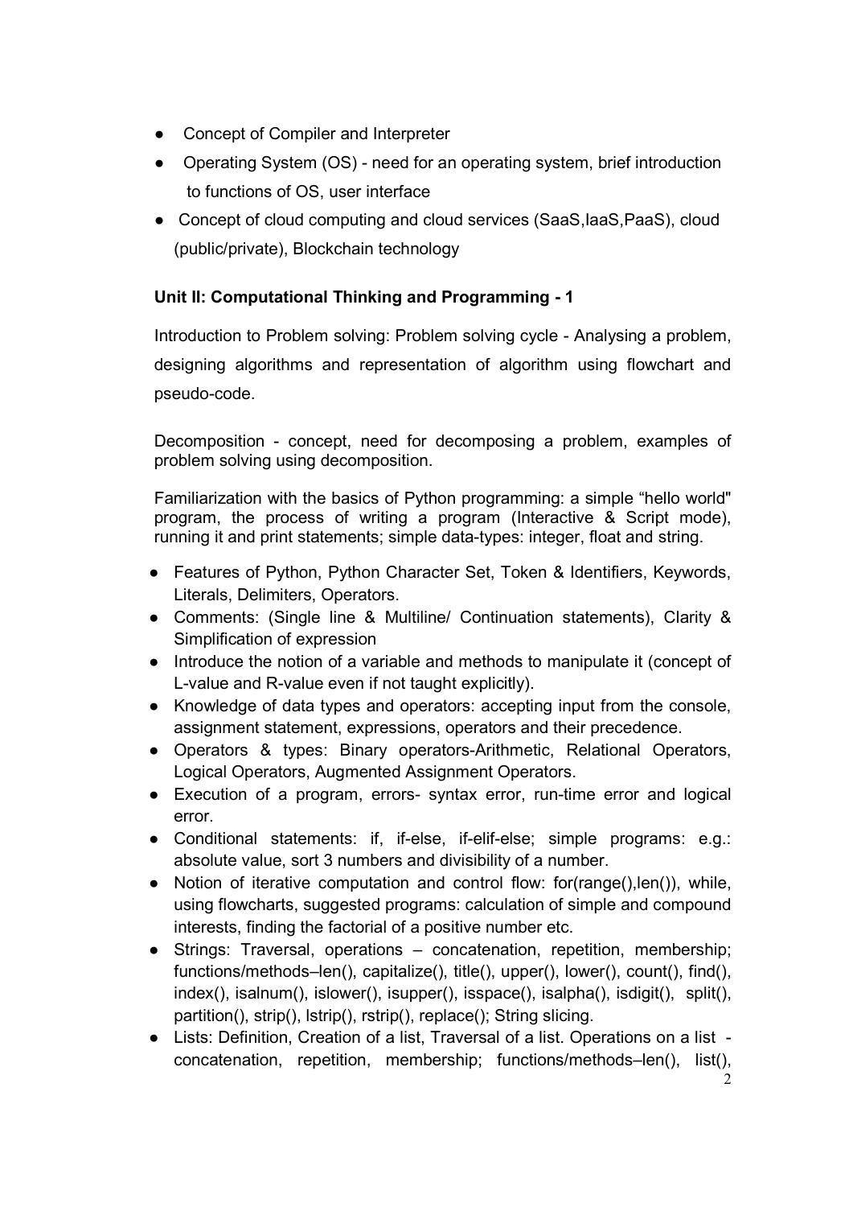- Concept of Compiler and Interpreter
- Operating System (OS) - need for an operating system, brief introduction to functions of OS, user interface
- Concept of cloud computing and cloud services (SaaS,IaaS,PaaS), cloud (public/private), Blockchain technology

**Unit II: Computational Thinking and Programming - 1**

Introduction to Problem solving: Problem solving cycle - Analysing a problem, designing algorithms and representation of algorithm using flowchart and pseudo-code.

Decomposition - concept, need for decomposing a problem, examples of problem solving using decomposition.

Familiarization with the basics of Python programming: a simple "hello world" program, the process of writing a program (Interactive & Script mode), running it and print statements; simple data-types: integer, float and string.

- Features of Python, Python Character Set, Token & Identifiers, Keywords, Literals, Delimiters, Operators.
- Comments: (Single line & Multiline/ Continuation statements), Clarity & Simplification of expression
- Introduce the notion of a variable and methods to manipulate it (concept of L-value and R-value even if not taught explicitly).
- Knowledge of data types and operators: accepting input from the console, assignment statement, expressions, operators and their precedence.
- Operators & types: Binary operators-Arithmetic, Relational Operators, Logical Operators, Augmented Assignment Operators.
- Execution of a program, errors- syntax error, run-time error and logical error.
- Conditional statements: if, if-else, if-elif-else; simple programs: e.g.: absolute value, sort 3 numbers and divisibility of a number.
- Notion of iterative computation and control flow: for(range(),len()), while, using flowcharts, suggested programs: calculation of simple and compound interests, finding the factorial of a positive number etc.
- Strings: Traversal, operations – concatenation, repetition, membership; functions/methods–len(), capitalize(), title(), upper(), lower(), count(), find(), index(), isalnum(), islower(), isupper(), isspace(), isalpha(), isdigit(), split(), partition(), strip(), lstrip(), rstrip(), replace(); String slicing.
- Lists: Definition, Creation of a list, Traversal of a list. Operations on a list - concatenation, repetition, membership; functions/methods–len(), list(),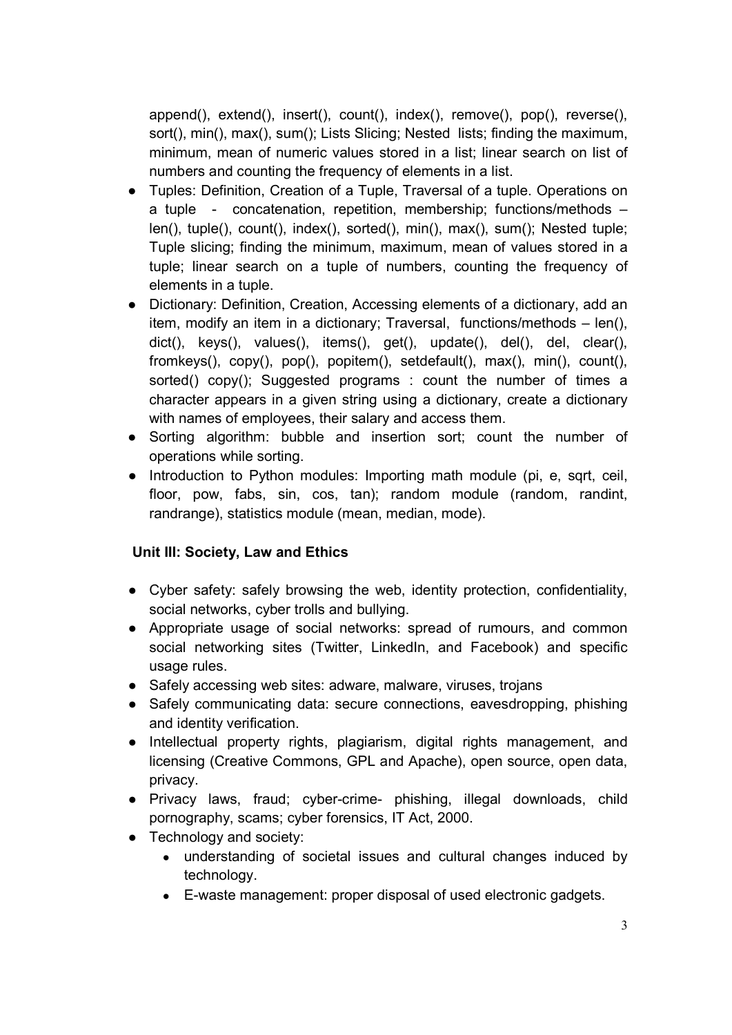append(), extend(), insert(), count(), index(), remove(), pop(), reverse(), sort(), min(), max(), sum(); Lists Slicing; Nested lists; finding the maximum, minimum, mean of numeric values stored in a list; linear search on list of numbers and counting the frequency of elements in a list.

- Tuples: Definition, Creation of a Tuple, Traversal of a tuple. Operations on a tuple - concatenation, repetition, membership; functions/methods – len(), tuple(), count(), index(), sorted(), min(), max(), sum(); Nested tuple; Tuple slicing; finding the minimum, maximum, mean of values stored in a tuple; linear search on a tuple of numbers, counting the frequency of elements in a tuple.
- Dictionary: Definition, Creation, Accessing elements of a dictionary, add an item, modify an item in a dictionary; Traversal, functions/methods – len(), dict(), keys(), values(), items(), get(), update(), del(), del, clear(), fromkeys(), copy(), pop(), popitem(), setdefault(), max(), min(), count(), sorted() copy(); Suggested programs : count the number of times a character appears in a given string using a dictionary, create a dictionary with names of employees, their salary and access them.
- Sorting algorithm: bubble and insertion sort; count the number of operations while sorting.
- Introduction to Python modules: Importing math module (pi, e, sqrt, ceil, floor, pow, fabs, sin, cos, tan); random module (random, randint, randrange), statistics module (mean, median, mode).

### Unit III: Society, Law and Ethics

- Cyber safety: safely browsing the web, identity protection, confidentiality, social networks, cyber trolls and bullying.
- Appropriate usage of social networks: spread of rumours, and common social networking sites (Twitter, LinkedIn, and Facebook) and specific usage rules.
- Safely accessing web sites: adware, malware, viruses, trojans
- Safely communicating data: secure connections, eavesdropping, phishing and identity verification.
- Intellectual property rights, plagiarism, digital rights management, and licensing (Creative Commons, GPL and Apache), open source, open data, privacy.
- Privacy laws, fraud; cyber-crime- phishing, illegal downloads, child pornography, scams; cyber forensics, IT Act, 2000.
- Technology and society:
  - understanding of societal issues and cultural changes induced by technology.
  - E-waste management: proper disposal of used electronic gadgets.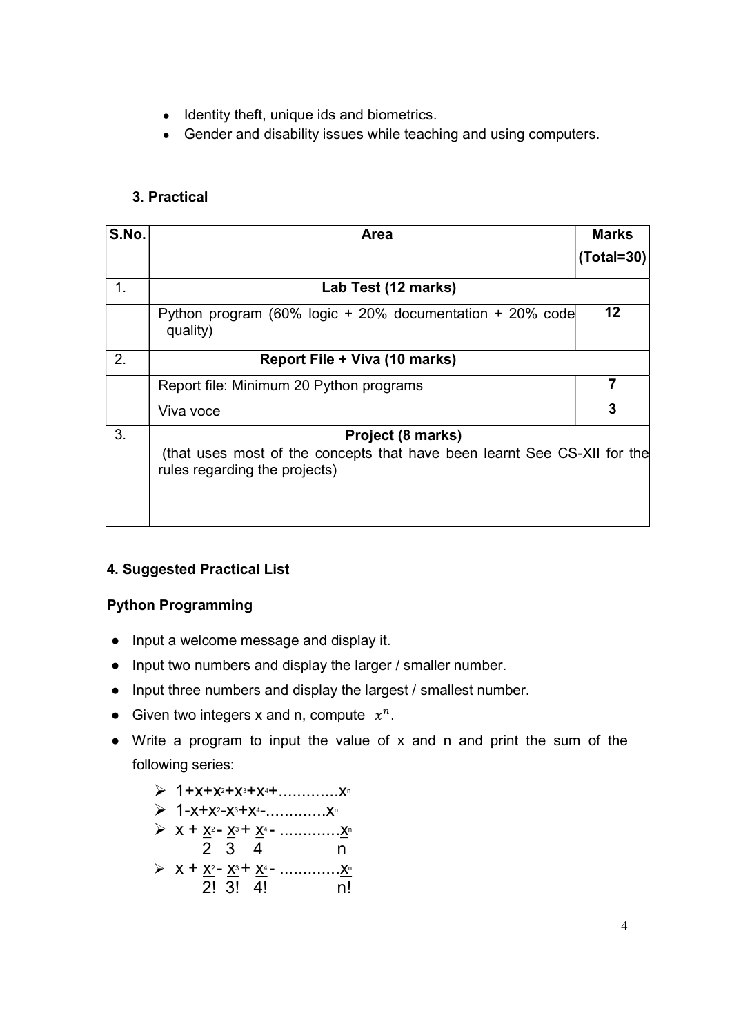- Identity theft, unique ids and biometrics.
- Gender and disability issues while teaching and using computers.

### 3. Practical

| S.No. | Area | Marks (Total=30) |
|---|---|---|
| 1. | **Lab Test (12 marks)** | |
| | Python program (60% logic + 20% documentation + 20% code quality) | **12** |
| 2. | **Report File + Viva (10 marks)** | |
| | Report file: Minimum 20 Python programs | **7** |
| | Viva voce | **3** |
| 3. | **Project (8 marks)** (that uses most of the concepts that have been learnt See CS-XII for the rules regarding the projects) | |

### 4. Suggested Practical List

**Python Programming**

- Input a welcome message and display it.
- Input two numbers and display the larger / smaller number.
- Input three numbers and display the largest / smallest number.
- Given two integers x and n, compute $x^n$.
- Write a program to input the value of x and n and print the sum of the following series:
  - $1+x+x^2+x^3+x^4+ \ldots\ldots\ldots\ldots x^n$
  - $1-x+x^2-x^3+x^4- \ldots\ldots\ldots\ldots x^n$
  - $x + \frac{x^2}{2} - \frac{x^3}{3} + \frac{x^4}{4} - \ldots\ldots\ldots\ldots \frac{x^n}{n}$
  - $x + \frac{x^2}{2!} - \frac{x^3}{3!} + \frac{x^4}{4!} - \ldots\ldots\ldots\ldots \frac{x^n}{n!}$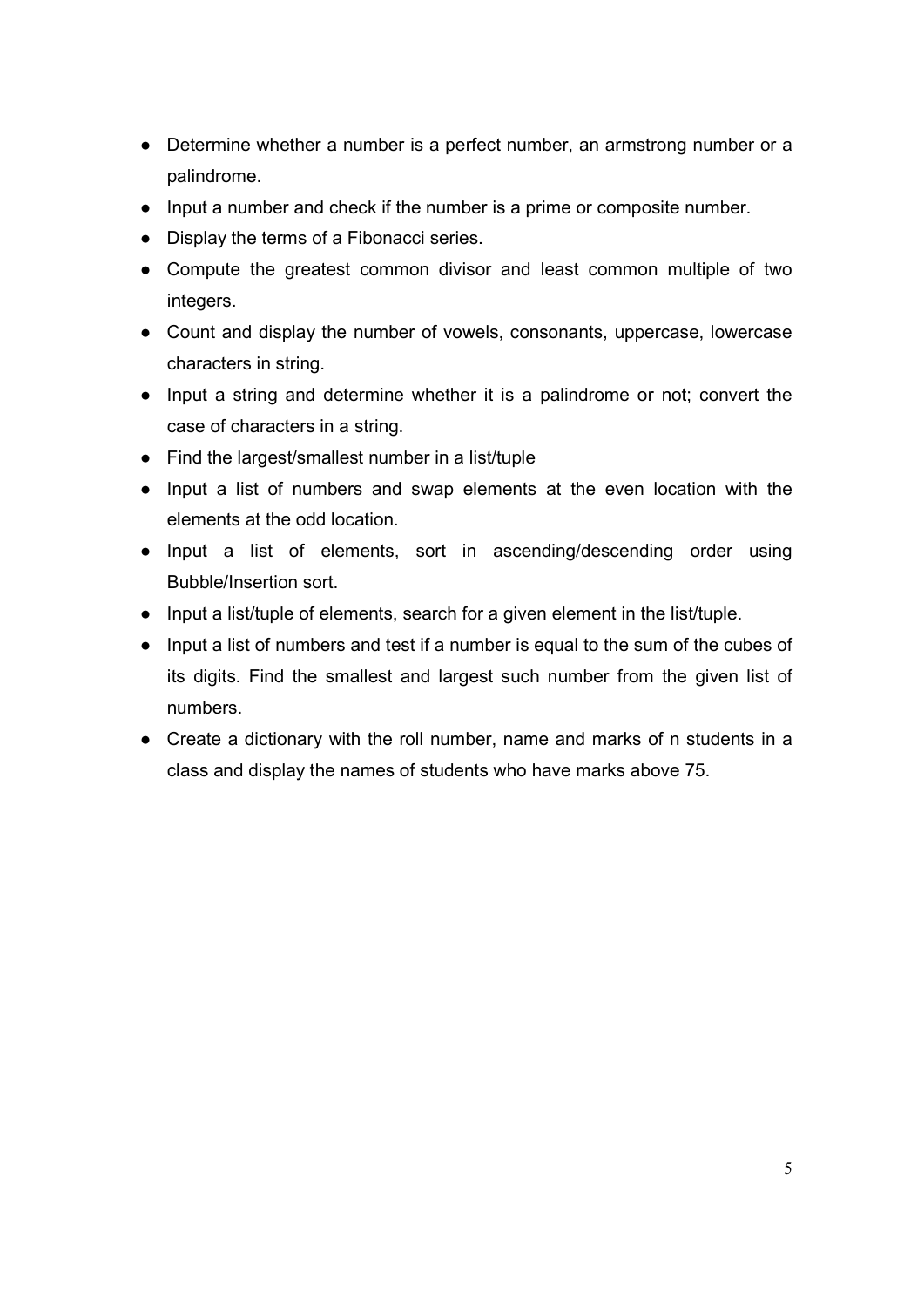- Determine whether a number is a perfect number, an armstrong number or a palindrome.
- Input a number and check if the number is a prime or composite number.
- Display the terms of a Fibonacci series.
- Compute the greatest common divisor and least common multiple of two integers.
- Count and display the number of vowels, consonants, uppercase, lowercase characters in string.
- Input a string and determine whether it is a palindrome or not; convert the case of characters in a string.
- Find the largest/smallest number in a list/tuple
- Input a list of numbers and swap elements at the even location with the elements at the odd location.
- Input a list of elements, sort in ascending/descending order using Bubble/Insertion sort.
- Input a list/tuple of elements, search for a given element in the list/tuple.
- Input a list of numbers and test if a number is equal to the sum of the cubes of its digits. Find the smallest and largest such number from the given list of numbers.
- Create a dictionary with the roll number, name and marks of n students in a class and display the names of students who have marks above 75.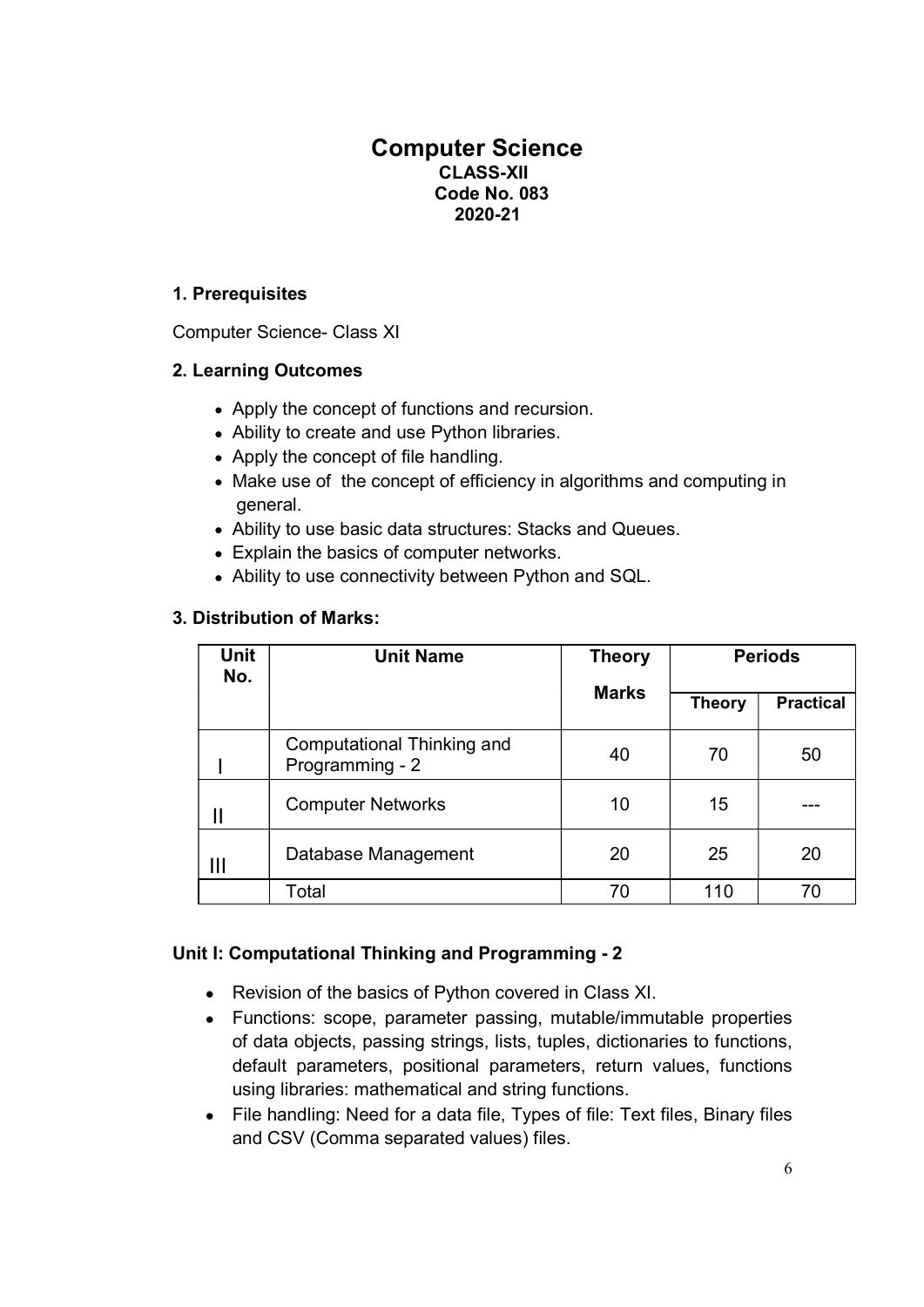# Computer Science

**CLASS-XII**

**Code No. 083**

**2020-21**

### 1. Prerequisites

Computer Science- Class XI

### 2. Learning Outcomes

- Apply the concept of functions and recursion.
- Ability to create and use Python libraries.
- Apply the concept of file handling.
- Make use of the concept of efficiency in algorithms and computing in general.
- Ability to use basic data structures: Stacks and Queues.
- Explain the basics of computer networks.
- Ability to use connectivity between Python and SQL.

### 3. Distribution of Marks:

| Unit No. | Unit Name | Theory Marks | Periods | |
|---|---|---|---|---|
| | | | Theory | Practical |
| I | Computational Thinking and Programming - 2 | 40 | 70 | 50 |
| II | Computer Networks | 10 | 15 | --- |
| III | Database Management | 20 | 25 | 20 |
| | Total | 70 | 110 | 70 |

### Unit I: Computational Thinking and Programming - 2

- Revision of the basics of Python covered in Class XI.
- Functions: scope, parameter passing, mutable/immutable properties of data objects, passing strings, lists, tuples, dictionaries to functions, default parameters, positional parameters, return values, functions using libraries: mathematical and string functions.
- File handling: Need for a data file, Types of file: Text files, Binary files and CSV (Comma separated values) files.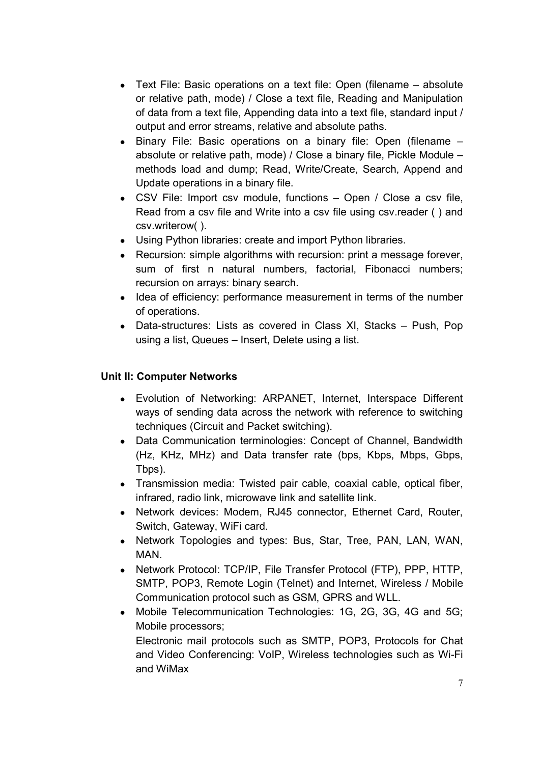- Text File: Basic operations on a text file: Open (filename – absolute or relative path, mode) / Close a text file, Reading and Manipulation of data from a text file, Appending data into a text file, standard input / output and error streams, relative and absolute paths.
- Binary File: Basic operations on a binary file: Open (filename – absolute or relative path, mode) / Close a binary file, Pickle Module – methods load and dump; Read, Write/Create, Search, Append and Update operations in a binary file.
- CSV File: Import csv module, functions – Open / Close a csv file, Read from a csv file and Write into a csv file using csv.reader ( ) and csv.writerow( ).
- Using Python libraries: create and import Python libraries.
- Recursion: simple algorithms with recursion: print a message forever, sum of first n natural numbers, factorial, Fibonacci numbers; recursion on arrays: binary search.
- Idea of efficiency: performance measurement in terms of the number of operations.
- Data-structures: Lists as covered in Class XI, Stacks – Push, Pop using a list, Queues – Insert, Delete using a list.

**Unit II: Computer Networks**

- Evolution of Networking: ARPANET, Internet, Interspace Different ways of sending data across the network with reference to switching techniques (Circuit and Packet switching).
- Data Communication terminologies: Concept of Channel, Bandwidth (Hz, KHz, MHz) and Data transfer rate (bps, Kbps, Mbps, Gbps, Tbps).
- Transmission media: Twisted pair cable, coaxial cable, optical fiber, infrared, radio link, microwave link and satellite link.
- Network devices: Modem, RJ45 connector, Ethernet Card, Router, Switch, Gateway, WiFi card.
- Network Topologies and types: Bus, Star, Tree, PAN, LAN, WAN, MAN.
- Network Protocol: TCP/IP, File Transfer Protocol (FTP), PPP, HTTP, SMTP, POP3, Remote Login (Telnet) and Internet, Wireless / Mobile Communication protocol such as GSM, GPRS and WLL.
- Mobile Telecommunication Technologies: 1G, 2G, 3G, 4G and 5G; Mobile processors;
  Electronic mail protocols such as SMTP, POP3, Protocols for Chat and Video Conferencing: VoIP, Wireless technologies such as Wi-Fi and WiMax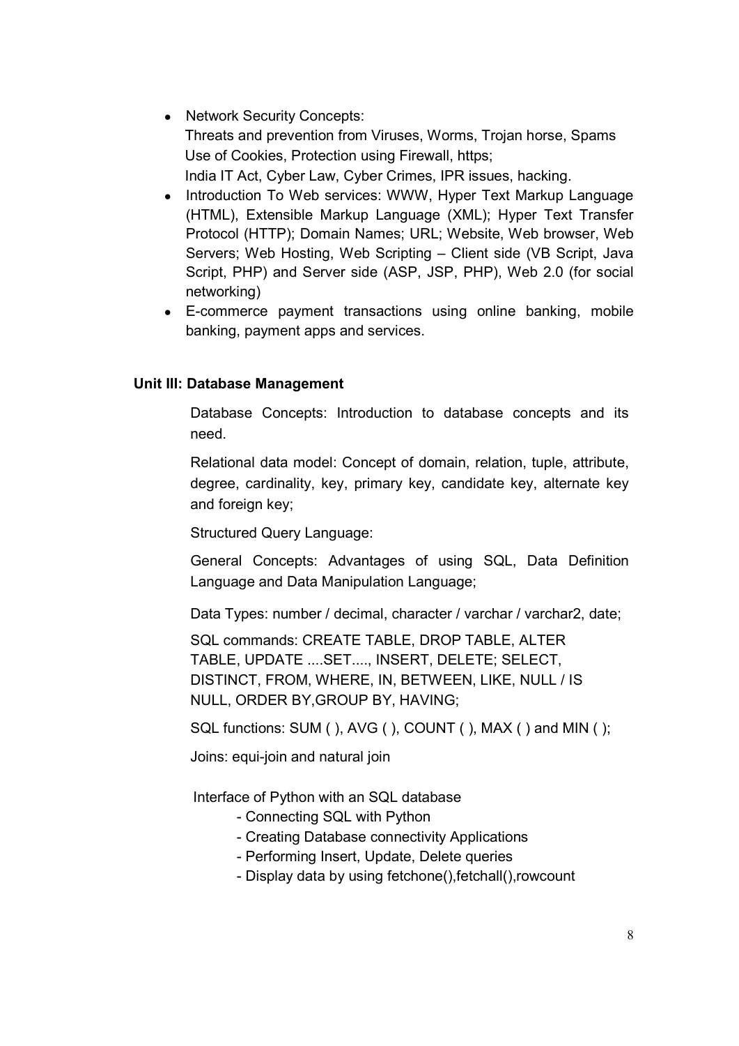- Network Security Concepts:
  Threats and prevention from Viruses, Worms, Trojan horse, Spams
  Use of Cookies, Protection using Firewall, https;
  India IT Act, Cyber Law, Cyber Crimes, IPR issues, hacking.
- Introduction To Web services: WWW, Hyper Text Markup Language (HTML), Extensible Markup Language (XML); Hyper Text Transfer Protocol (HTTP); Domain Names; URL; Website, Web browser, Web Servers; Web Hosting, Web Scripting – Client side (VB Script, Java Script, PHP) and Server side (ASP, JSP, PHP), Web 2.0 (for social networking)
- E-commerce payment transactions using online banking, mobile banking, payment apps and services.

**Unit III: Database Management**

Database Concepts: Introduction to database concepts and its need.

Relational data model: Concept of domain, relation, tuple, attribute, degree, cardinality, key, primary key, candidate key, alternate key and foreign key;

Structured Query Language:

General Concepts: Advantages of using SQL, Data Definition Language and Data Manipulation Language;

Data Types: number / decimal, character / varchar / varchar2, date;

SQL commands: CREATE TABLE, DROP TABLE, ALTER TABLE, UPDATE ....SET...., INSERT, DELETE; SELECT, DISTINCT, FROM, WHERE, IN, BETWEEN, LIKE, NULL / IS NULL, ORDER BY,GROUP BY, HAVING;

SQL functions: SUM ( ), AVG ( ), COUNT ( ), MAX ( ) and MIN ( );

Joins: equi-join and natural join

Interface of Python with an SQL database

- Connecting SQL with Python
- Creating Database connectivity Applications
- Performing Insert, Update, Delete queries
- Display data by using fetchone(),fetchall(),rowcount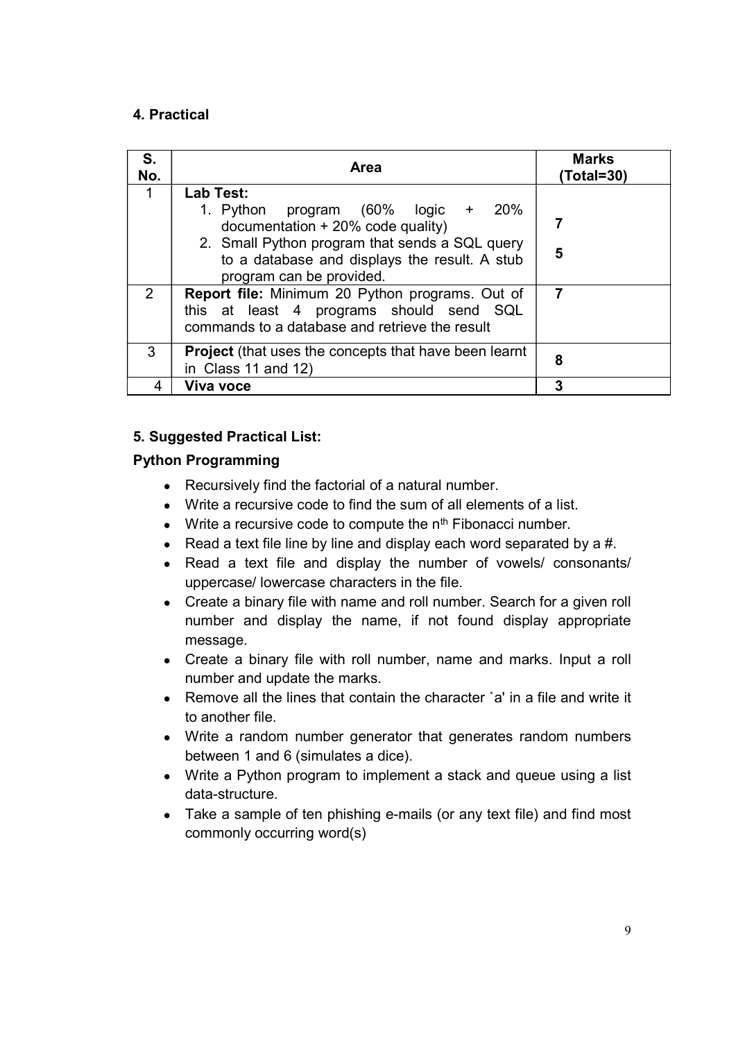#### 4. Practical

| S. No. | Area | Marks (Total=30) |
|---|---|---|
| 1 | **Lab Test:**<br>1. Python program (60% logic + 20% documentation + 20% code quality)<br>2. Small Python program that sends a SQL query to a database and displays the result. A stub program can be provided. | **7**<br><br>**5** |
| 2 | **Report file:** Minimum 20 Python programs. Out of this at least 4 programs should send SQL commands to a database and retrieve the result | **7** |
| 3 | **Project** (that uses the concepts that have been learnt in Class 11 and 12) | **8** |
| 4 | **Viva voce** | **3** |

#### 5. Suggested Practical List:

**Python Programming**

- Recursively find the factorial of a natural number.
- Write a recursive code to find the sum of all elements of a list.
- Write a recursive code to compute the $n^{th}$ Fibonacci number.
- Read a text file line by line and display each word separated by a #.
- Read a text file and display the number of vowels/ consonants/ uppercase/ lowercase characters in the file.
- Create a binary file with name and roll number. Search for a given roll number and display the name, if not found display appropriate message.
- Create a binary file with roll number, name and marks. Input a roll number and update the marks.
- Remove all the lines that contain the character `a' in a file and write it to another file.
- Write a random number generator that generates random numbers between 1 and 6 (simulates a dice).
- Write a Python program to implement a stack and queue using a list data-structure.
- Take a sample of ten phishing e-mails (or any text file) and find most commonly occurring word(s)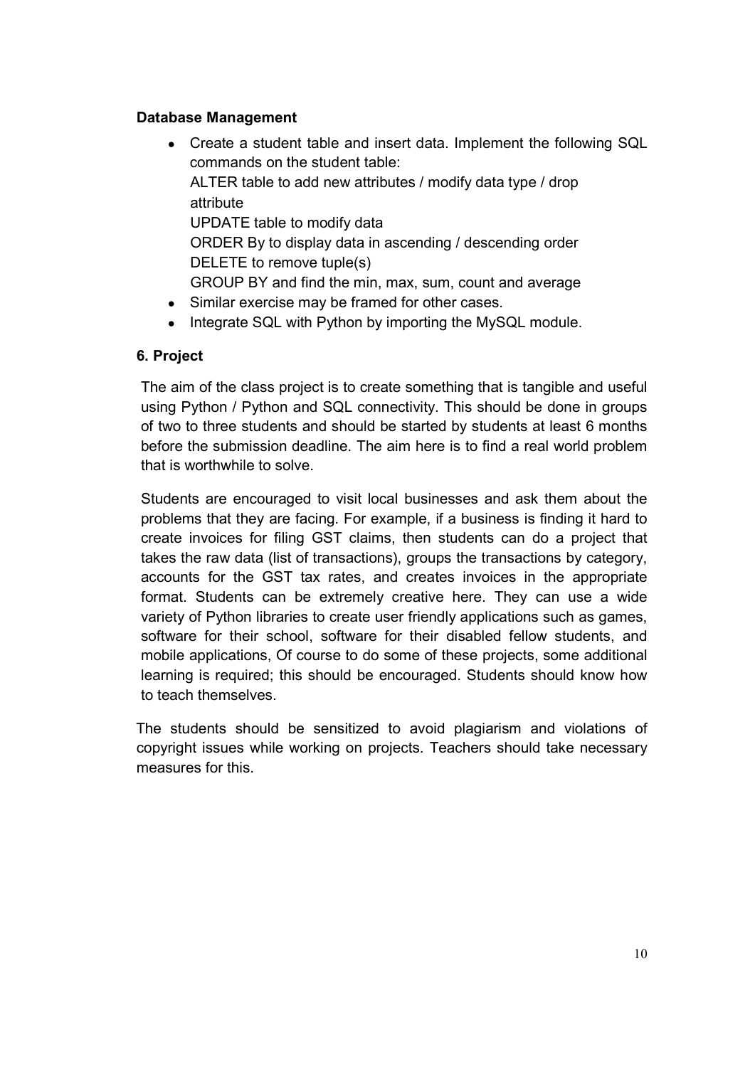**Database Management**

- Create a student table and insert data. Implement the following SQL commands on the student table:
  ALTER table to add new attributes / modify data type / drop attribute
  UPDATE table to modify data
  ORDER By to display data in ascending / descending order
  DELETE to remove tuple(s)
  GROUP BY and find the min, max, sum, count and average
- Similar exercise may be framed for other cases.
- Integrate SQL with Python by importing the MySQL module.

**6. Project**

The aim of the class project is to create something that is tangible and useful using Python / Python and SQL connectivity. This should be done in groups of two to three students and should be started by students at least 6 months before the submission deadline. The aim here is to find a real world problem that is worthwhile to solve.

Students are encouraged to visit local businesses and ask them about the problems that they are facing. For example, if a business is finding it hard to create invoices for filing GST claims, then students can do a project that takes the raw data (list of transactions), groups the transactions by category, accounts for the GST tax rates, and creates invoices in the appropriate format. Students can be extremely creative here. They can use a wide variety of Python libraries to create user friendly applications such as games, software for their school, software for their disabled fellow students, and mobile applications, Of course to do some of these projects, some additional learning is required; this should be encouraged. Students should know how to teach themselves.

The students should be sensitized to avoid plagiarism and violations of copyright issues while working on projects. Teachers should take necessary measures for this.